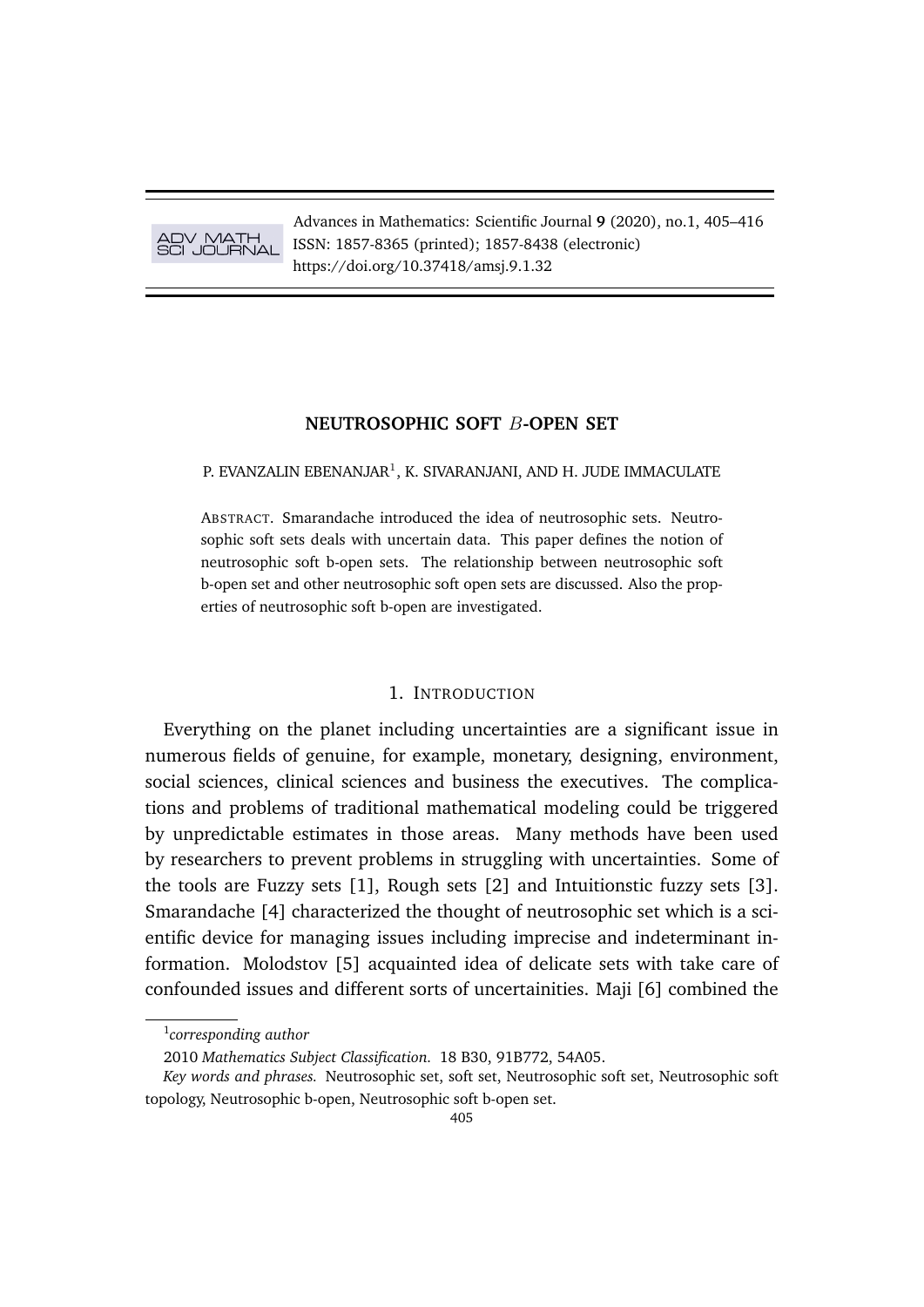# NEUTROSOPHIC SOFT $B$-OPEN SET

P. EVANZALIN EBENANJAR[1], K. SIVARANJANI, AND H. JUDE IMMACULATE

ABSTRACT. Smarandache introduced the idea of neutrosophic sets. Neutrosophic soft sets deals with uncertain data. This paper defines the notion of neutrosophic soft b-open sets. The relationship between neutrosophic soft b-open set and other neutrosophic soft open sets are discussed. Also the properties of neutrosophic soft b-open are investigated.

## 1. INTRODUCTION

Everything on the planet including uncertainties are a significant issue in numerous fields of genuine, for example, monetary, designing, environment, social sciences, clinical sciences and business the executives. The complications and problems of traditional mathematical modeling could be triggered by unpredictable estimates in those areas. Many methods have been used by researchers to prevent problems in struggling with uncertainties. Some of the tools are Fuzzy sets [1], Rough sets [2] and Intuitionstic fuzzy sets [3]. Smarandache [4] characterized the thought of neutrosophic set which is a scientific device for managing issues including imprecise and indeterminant information. Molodstov [5] acquainted idea of delicate sets with take care of confounded issues and different sorts of uncertainities. Maji [6] combined the

---

[1] *corresponding author*

2010 *Mathematics Subject Classification.* 18 B30, 91B772, 54A05.

*Key words and phrases.* Neutrosophic set, soft set, Neutrosophic soft set, Neutrosophic soft topology, Neutrosophic b-open, Neutrosophic soft b-open set.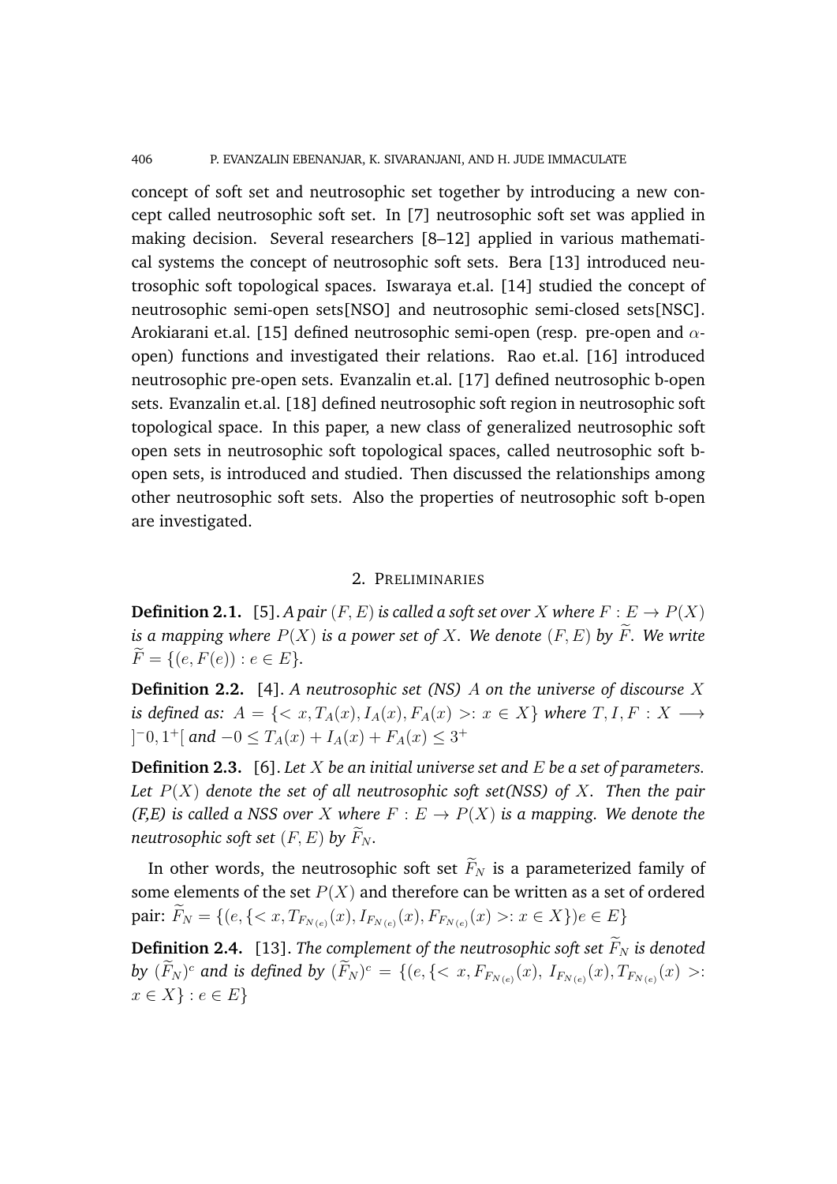concept of soft set and neutrosophic set together by introducing a new concept called neutrosophic soft set. In [7] neutrosophic soft set was applied in making decision. Several researchers [8–12] applied in various mathematical systems the concept of neutrosophic soft sets. Bera [13] introduced neutrosophic soft topological spaces. Iswaraya et.al. [14] studied the concept of neutrosophic semi-open sets[NSO] and neutrosophic semi-closed sets[NSC]. Arokiarani et.al. [15] defined neutrosophic semi-open (resp. pre-open and $\alpha$-open) functions and investigated their relations. Rao et.al. [16] introduced neutrosophic pre-open sets. Evanzalin et.al. [17] defined neutrosophic b-open sets. Evanzalin et.al. [18] defined neutrosophic soft region in neutrosophic soft topological space. In this paper, a new class of generalized neutrosophic soft open sets in neutrosophic soft topological spaces, called neutrosophic soft b-open sets, is introduced and studied. Then discussed the relationships among other neutrosophic soft sets. Also the properties of neutrosophic soft b-open are investigated.

## 2. Preliminaries

**Definition 2.1.** [5]. *A pair $(F, E)$ is called a soft set over $X$ where $F : E \to P(X)$ is a mapping where $P(X)$ is a power set of $X$. We denote $(F, E)$ by $\widetilde{F}$. We write $\widetilde{F} = \{(e, F(e)) : e \in E\}$.*

**Definition 2.2.** [4]. *A neutrosophic set (NS) $A$ on the universe of discourse $X$ is defined as: $A = \{< x, T_A(x), I_A(x), F_A(x) >: x \in X\}$ where $T, I, F : X \longrightarrow ]^{-}0, 1^{+}[$ and $-0 \leq T_A(x) + I_A(x) + F_A(x) \leq 3^{+}$*

**Definition 2.3.** [6]. *Let $X$ be an initial universe set and $E$ be a set of parameters. Let $P(X)$ denote the set of all neutrosophic soft set(NSS) of $X$. Then the pair (F,E) is called a NSS over $X$ where $F : E \to P(X)$ is a mapping. We denote the neutrosophic soft set $(F, E)$ by $\widetilde{F}_N$.*

In other words, the neutrosophic soft set $\widetilde{F}_N$ is a parameterized family of some elements of the set $P(X)$ and therefore can be written as a set of ordered pair: $\widetilde{F}_N = \{(e, \{< x, T_{F_{N(e)}}(x), I_{F_{N(e)}}(x), F_{F_{N(e)}}(x) >: x \in X\})e \in E\}$

**Definition 2.4.** [13]. *The complement of the neutrosophic soft set $\widetilde{F}_N$ is denoted by $(\widetilde{F}_N)^c$ and is defined by $(\widetilde{F}_N)^c = \{(e, \{< x, F_{F_{N(e)}}(x), I_{F_{N(e)}}(x), T_{F_{N(e)}}(x) >: x \in X\} : e \in E\}$*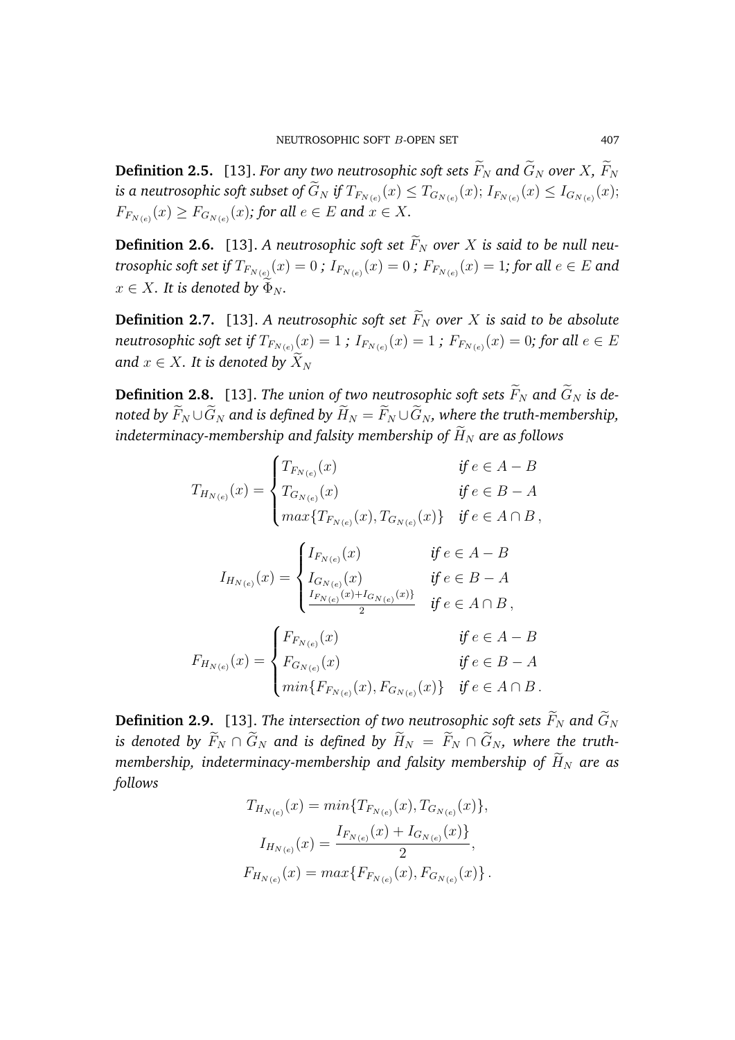**Definition 2.5.** [13]. *For any two neutrosophic soft sets $\widetilde{F}_N$ and $\widetilde{G}_N$ over $X$, $\widetilde{F}_N$ is a neutrosophic soft subset of $\widetilde{G}_N$ if $T_{F_{N(e)}}(x) \leq T_{G_{N(e)}}(x)$; $I_{F_{N(e)}}(x) \leq I_{G_{N(e)}}(x)$; $F_{F_{N(e)}}(x) \geq F_{G_{N(e)}}(x)$; for all $e \in E$ and $x \in X$.*

**Definition 2.6.** [13]. *A neutrosophic soft set $\widetilde{F}_N$ over $X$ is said to be null neutrosophic soft set if $T_{F_{N(e)}}(x) = 0$ ; $I_{F_{N(e)}}(x) = 0$ ; $F_{F_{N(e)}}(x) = 1$; for all $e \in E$ and $x \in X$. It is denoted by $\widetilde{\Phi}_N$.*

**Definition 2.7.** [13]. *A neutrosophic soft set $\widetilde{F}_N$ over $X$ is said to be absolute neutrosophic soft set if $T_{F_{N(e)}}(x) = 1$ ; $I_{F_{N(e)}}(x) = 1$ ; $F_{F_{N(e)}}(x) = 0$; for all $e \in E$ and $x \in X$. It is denoted by $\widetilde{X}_N$*

**Definition 2.8.** [13]. *The union of two neutrosophic soft sets $\widetilde{F}_N$ and $\widetilde{G}_N$ is denoted by $\widetilde{F}_N \cup \widetilde{G}_N$ and is defined by $\widetilde{H}_N = \widetilde{F}_N \cup \widetilde{G}_N$, where the truth-membership, indeterminacy-membership and falsity membership of $\widetilde{H}_N$ are as follows*

$$T_{H_{N(e)}}(x) = \begin{cases} T_{F_{N(e)}}(x) & \text{if } e \in A - B \\ T_{G_{N(e)}}(x) & \text{if } e \in B - A \\ max\{T_{F_{N(e)}}(x), T_{G_{N(e)}}(x)\} & \text{if } e \in A \cap B\,, \end{cases}$$

$$I_{H_{N(e)}}(x) = \begin{cases} I_{F_{N(e)}}(x) & \text{if } e \in A - B \\ I_{G_{N(e)}}(x) & \text{if } e \in B - A \\ \frac{I_{F_{N(e)}}(x) + I_{G_{N(e)}}(x)\}}{2} & \text{if } e \in A \cap B\,, \end{cases}$$

$$F_{H_{N(e)}}(x) = \begin{cases} F_{F_{N(e)}}(x) & \text{if } e \in A - B \\ F_{G_{N(e)}}(x) & \text{if } e \in B - A \\ min\{F_{F_{N(e)}}(x), F_{G_{N(e)}}(x)\} & \text{if } e \in A \cap B\,. \end{cases}$$

**Definition 2.9.** [13]. *The intersection of two neutrosophic soft sets $\widetilde{F}_N$ and $\widetilde{G}_N$ is denoted by $\widetilde{F}_N \cap \widetilde{G}_N$ and is defined by $\widetilde{H}_N = \widetilde{F}_N \cap \widetilde{G}_N$, where the truth-membership, indeterminacy-membership and falsity membership of $\widetilde{H}_N$ are as follows*

$$T_{H_{N(e)}}(x) = min\{T_{F_{N(e)}}(x), T_{G_{N(e)}}(x)\},$$

$$I_{H_{N(e)}}(x) = \frac{I_{F_{N(e)}}(x) + I_{G_{N(e)}}(x)\}}{2},$$

$$F_{H_{N(e)}}(x) = max\{F_{F_{N(e)}}(x), F_{G_{N(e)}}(x)\}\,.$$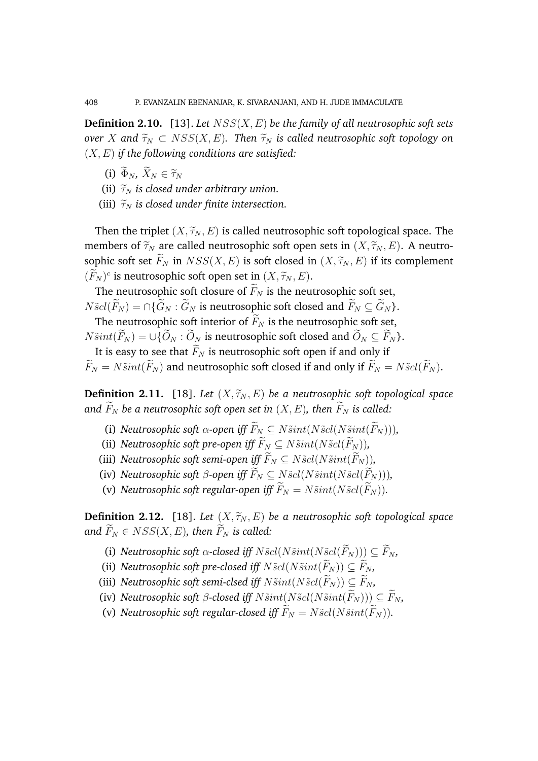**Definition 2.10.** [13]. *Let $NSS(X, E)$ be the family of all neutrosophic soft sets over $X$ and $\widetilde{\tau}_N \subset NSS(X, E)$. Then $\widetilde{\tau}_N$ is called neutrosophic soft topology on $(X, E)$ if the following conditions are satisfied:*

(i) $\widetilde{\Phi}_N$, $\widetilde{X}_N \in \widetilde{\tau}_N$

(ii) *$\widetilde{\tau}_N$ is closed under arbitrary union.*

(iii) *$\widetilde{\tau}_N$ is closed under finite intersection.*

Then the triplet $(X, \widetilde{\tau}_N, E)$ is called neutrosophic soft topological space. The members of $\widetilde{\tau}_N$ are called neutrosophic soft open sets in $(X, \widetilde{\tau}_N, E)$. A neutrosophic soft set $\widetilde{F}_N$ in $NSS(X, E)$ is soft closed in $(X, \widetilde{\tau}_N, E)$ if its complement $(\widetilde{F}_N)^c$ is neutrosophic soft open set in $(X, \widetilde{\tau}_N, E)$.

The neutrosophic soft closure of $\widetilde{F}_N$ is the neutrosophic soft set,
$N\tilde{s}cl(\widetilde{F}_N) = \cap\{\widetilde{G}_N : \widetilde{G}_N$ is neutrosophic soft closed and $\widetilde{F}_N \subseteq \widetilde{G}_N\}$.

The neutrosophic soft interior of $\widetilde{F}_N$ is the neutrosophic soft set,
$N\tilde{s}int(\widetilde{F}_N) = \cup\{\widetilde{O}_N : \widetilde{O}_N$ is neutrosophic soft closed and $\widetilde{O}_N \subseteq \widetilde{F}_N\}$.

It is easy to see that $\widetilde{F}_N$ is neutrosophic soft open if and only if
$\widetilde{F}_N = N\tilde{s}int(\widetilde{F}_N)$ and neutrosophic soft closed if and only if $\widetilde{F}_N = N\tilde{s}cl(\widetilde{F}_N)$.

**Definition 2.11.** [18]. *Let $(X, \widetilde{\tau}_N, E)$ be a neutrosophic soft topological space and $\widetilde{F}_N$ be a neutrosophic soft open set in $(X, E)$, then $\widetilde{F}_N$ is called:*

(i) *Neutrosophic soft $\alpha$-open iff $\widetilde{F}_N \subseteq N\tilde{s}int(N\tilde{s}cl(N\tilde{s}int(\widetilde{F}_N)))$,*

(ii) *Neutrosophic soft pre-open iff $\widetilde{F}_N \subseteq N\tilde{s}int(N\tilde{s}cl(\widetilde{F}_N))$,*

(iii) *Neutrosophic soft semi-open iff $\widetilde{F}_N \subseteq N\tilde{s}cl(N\tilde{s}int(\widetilde{F}_N))$,*

(iv) *Neutrosophic soft $\beta$-open iff $\widetilde{F}_N \subseteq N\tilde{s}cl(N\tilde{s}int(N\tilde{s}cl(\widetilde{F}_N)))$,*

(v) *Neutrosophic soft regular-open iff $\widetilde{F}_N = N\tilde{s}int(N\tilde{s}cl(\widetilde{F}_N))$.*

**Definition 2.12.** [18]. *Let $(X, \widetilde{\tau}_N, E)$ be a neutrosophic soft topological space and $\widetilde{F}_N \in NSS(X, E)$, then $\widetilde{F}_N$ is called:*

(i) *Neutrosophic soft $\alpha$-closed iff $N\tilde{s}cl(N\tilde{s}int(N\tilde{s}cl(\widetilde{F}_N))) \subseteq \widetilde{F}_N$,*

(ii) *Neutrosophic soft pre-closed iff $N\tilde{s}cl(N\tilde{s}int(\widetilde{F}_N)) \subseteq \widetilde{F}_N$,*

(iii) *Neutrosophic soft semi-clsed iff $N\tilde{s}int(N\tilde{s}cl(\widetilde{F}_N)) \subseteq \widetilde{F}_N$,*

(iv) *Neutrosophic soft $\beta$-closed iff $N\tilde{s}int(N\tilde{s}cl(N\tilde{s}int(\widetilde{F}_N))) \subseteq \widetilde{F}_N$,*

(v) *Neutrosophic soft regular-closed iff $\widetilde{F}_N = N\tilde{s}cl(N\tilde{s}int(\widetilde{F}_N))$.*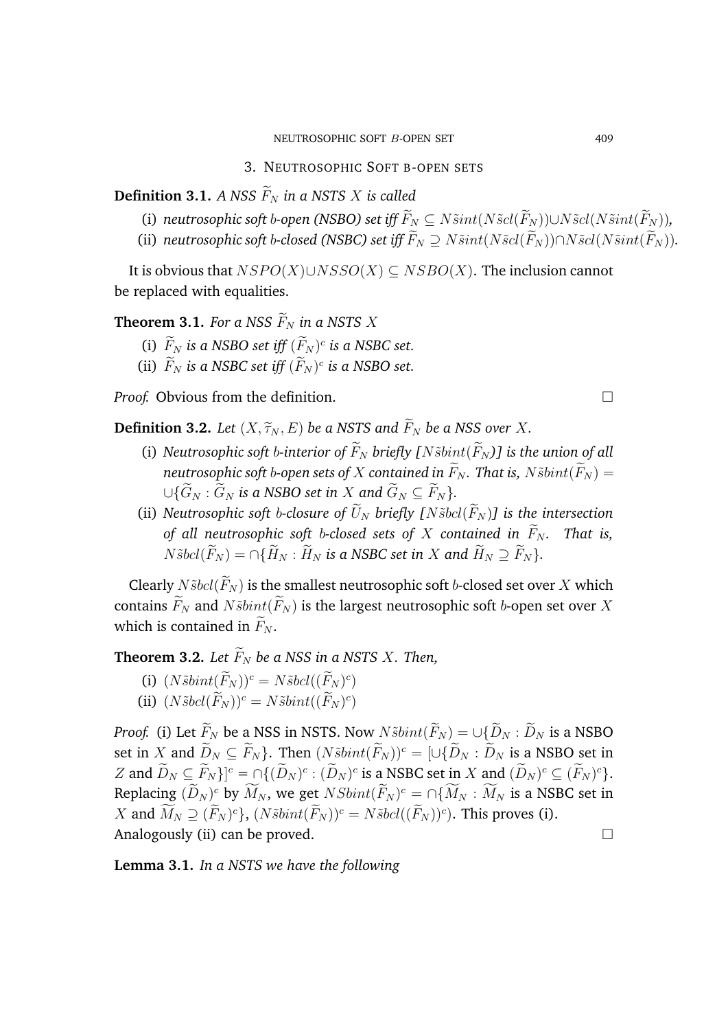## 3. Neutrosophic Soft b-open sets

**Definition 3.1.** *A NSS $\widetilde{F}_N$ in a NSTS $X$ is called*

(i) *neutrosophic soft $b$-open (NSBO) set iff $\widetilde{F}_N \subseteq N\tilde{s}int(N\tilde{s}cl(\widetilde{F}_N)) \cup N\tilde{s}cl(N\tilde{s}int(\widetilde{F}_N))$,*

(ii) *neutrosophic soft $b$-closed (NSBC) set iff $\widetilde{F}_N \supseteq N\tilde{s}int(N\tilde{s}cl(\widetilde{F}_N)) \cap N\tilde{s}cl(N\tilde{s}int(\widetilde{F}_N))$.*

It is obvious that $NSPO(X) \cup NSSO(X) \subseteq NSBO(X)$. The inclusion cannot be replaced with equalities.

**Theorem 3.1.** *For a NSS $\widetilde{F}_N$ in a NSTS $X$*

(i) *$\widetilde{F}_N$ is a NSBO set iff $(\widetilde{F}_N)^c$ is a NSBC set.*

(ii) *$\widetilde{F}_N$ is a NSBC set iff $(\widetilde{F}_N)^c$ is a NSBO set.*

*Proof.* Obvious from the definition. □

**Definition 3.2.** *Let $(X, \widetilde{\tau}_N, E)$ be a NSTS and $\widetilde{F}_N$ be a NSS over $X$.*

(i) *Neutrosophic soft $b$-interior of $\widetilde{F}_N$ briefly [$N\tilde{s}bint(\widetilde{F}_N)$] is the union of all neutrosophic soft $b$-open sets of $X$ contained in $\widetilde{F}_N$. That is, $N\tilde{s}bint(\widetilde{F}_N) = \cup\{\widetilde{G}_N : \widetilde{G}_N$ is a NSBO set in $X$ and $\widetilde{G}_N \subseteq \widetilde{F}_N\}$.*

(ii) *Neutrosophic soft $b$-closure of $\widetilde{U}_N$ briefly [$N\tilde{s}bcl(\widetilde{F}_N)$] is the intersection of all neutrosophic soft $b$-closed sets of $X$ contained in $\widetilde{F}_N$. That is, $N\tilde{s}bcl(\widetilde{F}_N) = \cap\{\widetilde{H}_N : \widetilde{H}_N$ is a NSBC set in $X$ and $\widetilde{H}_N \supseteq \widetilde{F}_N\}$.*

Clearly $N\tilde{s}bcl(\widetilde{F}_N)$ is the smallest neutrosophic soft $b$-closed set over $X$ which contains $\widetilde{F}_N$ and $N\tilde{s}bint(\widetilde{F}_N)$ is the largest neutrosophic soft $b$-open set over $X$ which is contained in $\widetilde{F}_N$.

**Theorem 3.2.** *Let $\widetilde{F}_N$ be a NSS in a NSTS $X$. Then,*

(i) $(N\tilde{s}bint(\widetilde{F}_N))^c = N\tilde{s}bcl((\widetilde{F}_N)^c)$

(ii) $(N\tilde{s}bcl(\widetilde{F}_N))^c = N\tilde{s}bint((\widetilde{F}_N)^c)$

*Proof.* (i) Let $\widetilde{F}_N$ be a NSS in NSTS. Now $N\tilde{s}bint(\widetilde{F}_N) = \cup\{\widetilde{D}_N : \widetilde{D}_N$ is a NSBO set in $X$ and $\widetilde{D}_N \subseteq \widetilde{F}_N\}$. Then $(N\tilde{s}bint(\widetilde{F}_N))^c = [\cup\{\widetilde{D}_N : \widetilde{D}_N$ is a NSBO set in $Z$ and $\widetilde{D}_N \subseteq \widetilde{F}_N\}]^c = \cap\{(\widetilde{D}_N)^c : (\widetilde{D}_N)^c$ is a NSBC set in $X$ and $(\widetilde{D}_N)^c \subseteq (\widetilde{F}_N)^c\}$. Replacing $(\widetilde{D}_N)^c$ by $\widetilde{M}_N$, we get $NSbint(\widetilde{F}_N)^c = \cap\{\widetilde{M}_N : \widetilde{M}_N$ is a NSBC set in $X$ and $\widetilde{M}_N \supseteq (\widetilde{F}_N)^c\}$, $(N\tilde{s}bint(\widetilde{F}_N))^c = N\tilde{s}bcl((\widetilde{F}_N))^c)$. This proves (i).
Analogously (ii) can be proved. □

**Lemma 3.1.** *In a NSTS we have the following*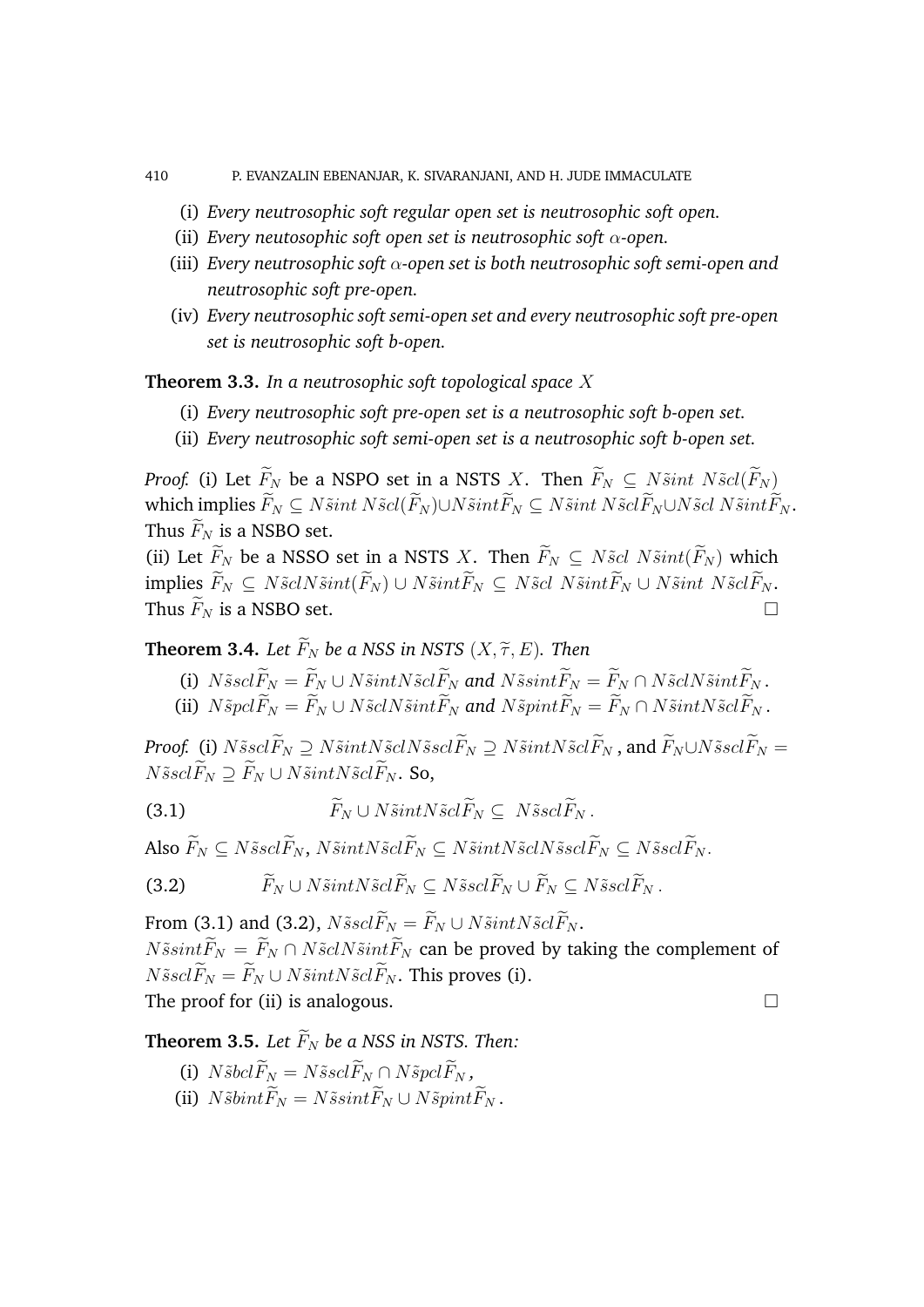(i) *Every neutrosophic soft regular open set is neutrosophic soft open.*
(ii) *Every neutosophic soft open set is neutrosophic soft $\alpha$-open.*
(iii) *Every neutrosophic soft $\alpha$-open set is both neutrosophic soft semi-open and neutrosophic soft pre-open.*
(iv) *Every neutrosophic soft semi-open set and every neutrosophic soft pre-open set is neutrosophic soft b-open.*

**Theorem 3.3.** *In a neutrosophic soft topological space $X$*

(i) *Every neutrosophic soft pre-open set is a neutrosophic soft b-open set.*
(ii) *Every neutrosophic soft semi-open set is a neutrosophic soft b-open set.*

*Proof.* (i) Let $\widetilde{F}_N$ be a NSPO set in a NSTS $X$. Then $\widetilde{F}_N \subseteq N\tilde{s}int\ N\tilde{s}cl(\widetilde{F}_N)$ which implies $\widetilde{F}_N \subseteq N\tilde{s}int\ N\tilde{s}cl(\widetilde{F}_N) \cup N\tilde{s}int\widetilde{F}_N \subseteq N\tilde{s}int\ N\tilde{s}cl\widetilde{F}_N \cup N\tilde{s}cl\ N\tilde{s}int\widetilde{F}_N$. Thus $\widetilde{F}_N$ is a NSBO set.

(ii) Let $\widetilde{F}_N$ be a NSSO set in a NSTS $X$. Then $\widetilde{F}_N \subseteq N\tilde{s}cl\ N\tilde{s}int(\widetilde{F}_N)$ which implies $\widetilde{F}_N \subseteq N\tilde{s}clN\tilde{s}int(\widetilde{F}_N) \cup N\tilde{s}int\widetilde{F}_N \subseteq N\tilde{s}cl\ N\tilde{s}int\widetilde{F}_N \cup N\tilde{s}int\ N\tilde{s}cl\widetilde{F}_N$. Thus $\widetilde{F}_N$ is a NSBO set. □

**Theorem 3.4.** *Let $\widetilde{F}_N$ be a NSS in NSTS $(X, \widetilde{\tau}, E)$. Then*

(i) $N\tilde{s}scl\widetilde{F}_N = \widetilde{F}_N \cup N\tilde{s}intN\tilde{s}cl\widetilde{F}_N$ *and* $N\tilde{s}sint\widetilde{F}_N = \widetilde{F}_N \cap N\tilde{s}clN\tilde{s}int\widetilde{F}_N$.
(ii) $N\tilde{s}pcl\widetilde{F}_N = \widetilde{F}_N \cup N\tilde{s}clN\tilde{s}int\widetilde{F}_N$ *and* $N\tilde{s}pint\widetilde{F}_N = \widetilde{F}_N \cap N\tilde{s}intN\tilde{s}cl\widetilde{F}_N$.

*Proof.* (i) $N\tilde{s}scl\widetilde{F}_N \supseteq N\tilde{s}intN\tilde{s}clN\tilde{s}scl\widetilde{F}_N \supseteq N\tilde{s}intN\tilde{s}cl\widetilde{F}_N$, and $\widetilde{F}_N \cup N\tilde{s}scl\widetilde{F}_N = N\tilde{s}scl\widetilde{F}_N \supseteq \widetilde{F}_N \cup N\tilde{s}intN\tilde{s}cl\widetilde{F}_N$. So,

$$\widetilde{F}_N \cup N\tilde{s}intN\tilde{s}cl\widetilde{F}_N \subseteq N\tilde{s}scl\widetilde{F}_N. \tag{3.1}$$

Also $\widetilde{F}_N \subseteq N\tilde{s}scl\widetilde{F}_N$, $N\tilde{s}intN\tilde{s}cl\widetilde{F}_N \subseteq N\tilde{s}intN\tilde{s}clN\tilde{s}scl\widetilde{F}_N \subseteq N\tilde{s}scl\widetilde{F}_N$.

$$\widetilde{F}_N \cup N\tilde{s}intN\tilde{s}cl\widetilde{F}_N \subseteq N\tilde{s}scl\widetilde{F}_N \cup \widetilde{F}_N \subseteq N\tilde{s}scl\widetilde{F}_N. \tag{3.2}$$

From (3.1) and (3.2), $N\tilde{s}scl\widetilde{F}_N = \widetilde{F}_N \cup N\tilde{s}intN\tilde{s}cl\widetilde{F}_N$.
$N\tilde{s}sint\widetilde{F}_N = \widetilde{F}_N \cap N\tilde{s}clN\tilde{s}int\widetilde{F}_N$ can be proved by taking the complement of $N\tilde{s}scl\widetilde{F}_N = \widetilde{F}_N \cup N\tilde{s}intN\tilde{s}cl\widetilde{F}_N$. This proves (i).
The proof for (ii) is analogous. □

**Theorem 3.5.** *Let $\widetilde{F}_N$ be a NSS in NSTS. Then:*

(i) $N\tilde{s}bcl\widetilde{F}_N = N\tilde{s}scl\widetilde{F}_N \cap N\tilde{s}pcl\widetilde{F}_N$,
(ii) $N\tilde{s}bint\widetilde{F}_N = N\tilde{s}sint\widetilde{F}_N \cup N\tilde{s}pint\widetilde{F}_N$.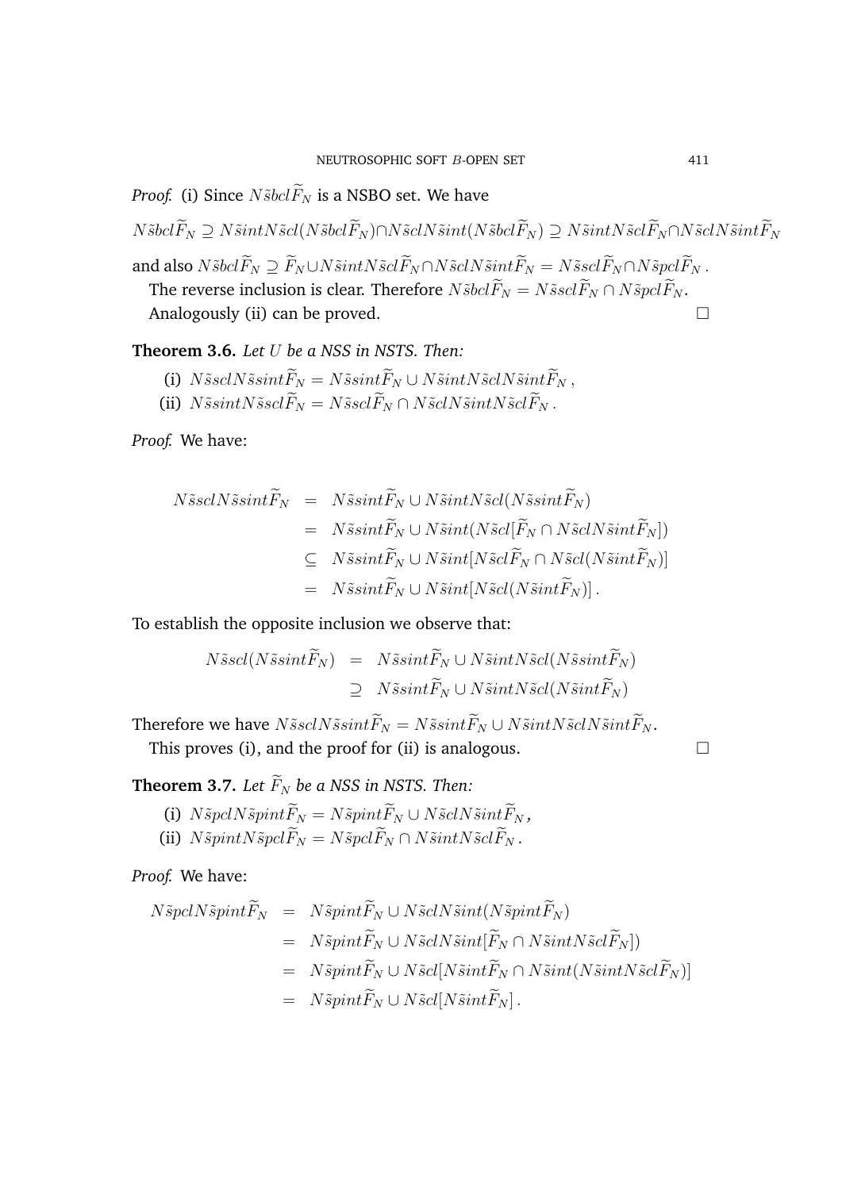*Proof.* (i) Since $N\tilde{s}bcl\widetilde{F}_N$ is a NSBO set. We have

$$N\tilde{s}bcl\widetilde{F}_N \supseteq N\tilde{s}intN\tilde{s}cl(N\tilde{s}bcl\widetilde{F}_N) \cap N\tilde{s}clN\tilde{s}int(N\tilde{s}bcl\widetilde{F}_N) \supseteq N\tilde{s}intN\tilde{s}cl\widetilde{F}_N \cap N\tilde{s}clN\tilde{s}int\widetilde{F}_N$$

and also $N\tilde{s}bcl\widetilde{F}_N \supseteq \widetilde{F}_N \cup N\tilde{s}intN\tilde{s}cl\widetilde{F}_N \cap N\tilde{s}clN\tilde{s}int\widetilde{F}_N = N\tilde{s}scl\widetilde{F}_N \cap N\tilde{s}pcl\widetilde{F}_N$.

The reverse inclusion is clear. Therefore $N\tilde{s}bcl\widetilde{F}_N = N\tilde{s}scl\widetilde{F}_N \cap N\tilde{s}pcl\widetilde{F}_N$.

Analogously (ii) can be proved. □

**Theorem 3.6.** *Let $U$ be a NSS in NSTS. Then:*

(i) $N\tilde{s}sclN\tilde{s}sint\widetilde{F}_N = N\tilde{s}sint\widetilde{F}_N \cup N\tilde{s}intN\tilde{s}clN\tilde{s}int\widetilde{F}_N$,

(ii) $N\tilde{s}sintN\tilde{s}scl\widetilde{F}_N = N\tilde{s}scl\widetilde{F}_N \cap N\tilde{s}clN\tilde{s}intN\tilde{s}cl\widetilde{F}_N$.

*Proof.* We have:

$$\begin{aligned}
N\tilde{s}sclN\tilde{s}sint\widetilde{F}_N &= N\tilde{s}sint\widetilde{F}_N \cup N\tilde{s}intN\tilde{s}cl(N\tilde{s}sint\widetilde{F}_N) \\
&= N\tilde{s}sint\widetilde{F}_N \cup N\tilde{s}int(N\tilde{s}cl[\widetilde{F}_N \cap N\tilde{s}clN\tilde{s}int\widetilde{F}_N]) \\
&\subseteq N\tilde{s}sint\widetilde{F}_N \cup N\tilde{s}int[N\tilde{s}cl\widetilde{F}_N \cap N\tilde{s}cl(N\tilde{s}int\widetilde{F}_N)] \\
&= N\tilde{s}sint\widetilde{F}_N \cup N\tilde{s}int[N\tilde{s}cl(N\tilde{s}int\widetilde{F}_N)].
\end{aligned}$$

To establish the opposite inclusion we observe that:

$$\begin{aligned}
N\tilde{s}scl(N\tilde{s}sint\widetilde{F}_N) &= N\tilde{s}sint\widetilde{F}_N \cup N\tilde{s}intN\tilde{s}cl(N\tilde{s}sint\widetilde{F}_N) \\
&\supseteq N\tilde{s}sint\widetilde{F}_N \cup N\tilde{s}intN\tilde{s}cl(N\tilde{s}int\widetilde{F}_N)
\end{aligned}$$

Therefore we have $N\tilde{s}sclN\tilde{s}sint\widetilde{F}_N = N\tilde{s}sint\widetilde{F}_N \cup N\tilde{s}intN\tilde{s}clN\tilde{s}int\widetilde{F}_N$.

This proves (i), and the proof for (ii) is analogous. □

**Theorem 3.7.** *Let $\widetilde{F}_N$ be a NSS in NSTS. Then:*

(i) $N\tilde{s}pclN\tilde{s}pint\widetilde{F}_N = N\tilde{s}pint\widetilde{F}_N \cup N\tilde{s}clN\tilde{s}int\widetilde{F}_N$,

(ii) $N\tilde{s}pintN\tilde{s}pcl\widetilde{F}_N = N\tilde{s}pcl\widetilde{F}_N \cap N\tilde{s}intN\tilde{s}cl\widetilde{F}_N$.

*Proof.* We have:

$$\begin{aligned}
N\tilde{s}pclN\tilde{s}pint\widetilde{F}_N &= N\tilde{s}pint\widetilde{F}_N \cup N\tilde{s}clN\tilde{s}int(N\tilde{s}pint\widetilde{F}_N) \\
&= N\tilde{s}pint\widetilde{F}_N \cup N\tilde{s}clN\tilde{s}int[\widetilde{F}_N \cap N\tilde{s}intN\tilde{s}cl\widetilde{F}_N]) \\
&= N\tilde{s}pint\widetilde{F}_N \cup N\tilde{s}cl[N\tilde{s}int\widetilde{F}_N \cap N\tilde{s}int(N\tilde{s}intN\tilde{s}cl\widetilde{F}_N)] \\
&= N\tilde{s}pint\widetilde{F}_N \cup N\tilde{s}cl[N\tilde{s}int\widetilde{F}_N].
\end{aligned}$$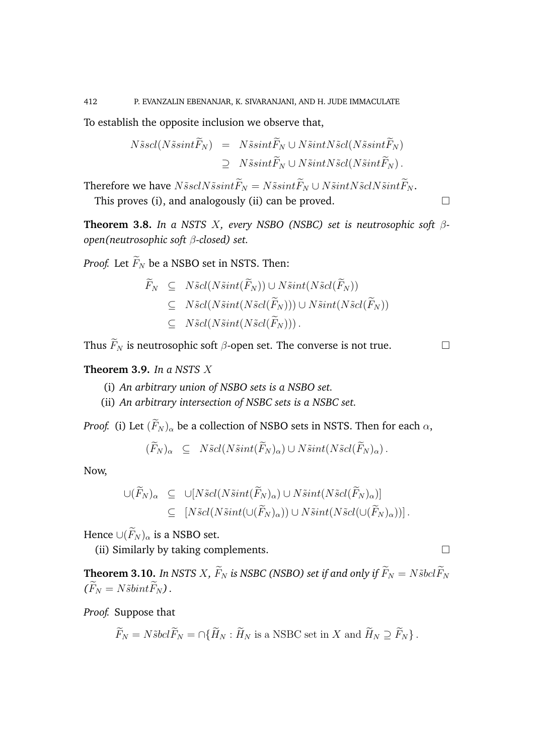To establish the opposite inclusion we observe that,

$$
\begin{aligned}
N\tilde{s}scl(N\tilde{s}sint\widetilde{F}_N) &= N\tilde{s}sint\widetilde{F}_N \cup N\tilde{s}intN\tilde{s}cl(N\tilde{s}sint\widetilde{F}_N) \\
&\supseteq N\tilde{s}sint\widetilde{F}_N \cup N\tilde{s}intN\tilde{s}cl(N\tilde{s}int\widetilde{F}_N).
\end{aligned}
$$

Therefore we have $N\tilde{s}sclN\tilde{s}sint\widetilde{F}_N = N\tilde{s}sint\widetilde{F}_N \cup N\tilde{s}intN\tilde{s}clN\tilde{s}int\widetilde{F}_N$.

This proves (i), and analogously (ii) can be proved. □

**Theorem 3.8.** *In a NSTS $X$, every NSBO (NSBC) set is neutrosophic soft $\beta$-open(neutrosophic soft $\beta$-closed) set.*

*Proof.* Let $\widetilde{F}_N$ be a NSBO set in NSTS. Then:

$$
\begin{aligned}
\widetilde{F}_N &\subseteq N\tilde{s}cl(N\tilde{s}int(\widetilde{F}_N)) \cup N\tilde{s}int(N\tilde{s}cl(\widetilde{F}_N)) \\
&\subseteq N\tilde{s}cl(N\tilde{s}int(N\tilde{s}cl(\widetilde{F}_N))) \cup N\tilde{s}int(N\tilde{s}cl(\widetilde{F}_N)) \\
&\subseteq N\tilde{s}cl(N\tilde{s}int(N\tilde{s}cl(\widetilde{F}_N))).
\end{aligned}
$$

Thus $\widetilde{F}_N$ is neutrosophic soft $\beta$-open set. The converse is not true. □

**Theorem 3.9.** *In a NSTS $X$*

(i) *An arbitrary union of NSBO sets is a NSBO set.*

(ii) *An arbitrary intersection of NSBC sets is a NSBC set.*

*Proof.* (i) Let $(\widetilde{F}_N)_\alpha$ be a collection of NSBO sets in NSTS. Then for each $\alpha$,

$$
(\widetilde{F}_N)_\alpha \subseteq N\tilde{s}cl(N\tilde{s}int(\widetilde{F}_N)_\alpha) \cup N\tilde{s}int(N\tilde{s}cl(\widetilde{F}_N)_\alpha).
$$

Now,

$$
\begin{aligned}
\cup(\widetilde{F}_N)_\alpha &\subseteq \cup[N\tilde{s}cl(N\tilde{s}int(\widetilde{F}_N)_\alpha) \cup N\tilde{s}int(N\tilde{s}cl(\widetilde{F}_N)_\alpha)] \\
&\subseteq [N\tilde{s}cl(N\tilde{s}int(\cup(\widetilde{F}_N)_\alpha)) \cup N\tilde{s}int(N\tilde{s}cl(\cup(\widetilde{F}_N)_\alpha))].
\end{aligned}
$$

Hence $\cup(\widetilde{F}_N)_\alpha$ is a NSBO set.

(ii) Similarly by taking complements. □

**Theorem 3.10.** *In NSTS $X$, $\widetilde{F}_N$ is NSBC (NSBO) set if and only if $\widetilde{F}_N = N\tilde{s}bcl\widetilde{F}_N$ ($\widetilde{F}_N = N\tilde{s}bint\widetilde{F}_N$).*

*Proof.* Suppose that

$$
\widetilde{F}_N = N\tilde{s}bcl\widetilde{F}_N = \cap\{\widetilde{H}_N : \widetilde{H}_N \text{ is a NSBC set in } X \text{ and } \widetilde{H}_N \supseteq \widetilde{F}_N\}.
$$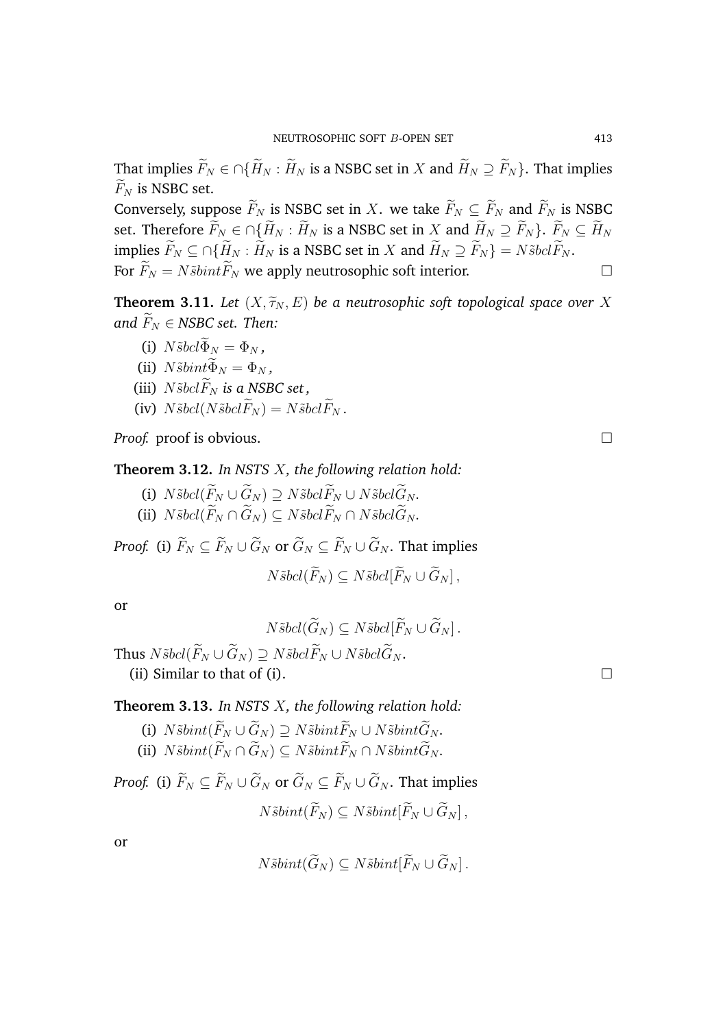That implies $\widetilde{F}_N \in \cap\{\widetilde{H}_N : \widetilde{H}_N$ is a NSBC set in $X$ and $\widetilde{H}_N \supseteq \widetilde{F}_N\}$. That implies $\widetilde{F}_N$ is NSBC set.

Conversely, suppose $\widetilde{F}_N$ is NSBC set in $X$. we take $\widetilde{F}_N \subseteq \widetilde{F}_N$ and $\widetilde{F}_N$ is NSBC set. Therefore $\widetilde{F}_N \in \cap\{\widetilde{H}_N : \widetilde{H}_N$ is a NSBC set in $X$ and $\widetilde{H}_N \supseteq \widetilde{F}_N\}$. $\widetilde{F}_N \subseteq \widetilde{H}_N$ implies $\widetilde{F}_N \subseteq \cap\{\widetilde{H}_N : \widetilde{H}_N$ is a NSBC set in $X$ and $\widetilde{H}_N \supseteq \widetilde{F}_N\} = N\tilde{s}bcl\widetilde{F}_N$.

For $\widetilde{F}_N = N\tilde{s}bint\widetilde{F}_N$ we apply neutrosophic soft interior. □

**Theorem 3.11.** *Let $(X, \widetilde{\tau}_N, E)$ be a neutrosophic soft topological space over $X$ and $\widetilde{F}_N \in$ NSBC set. Then:*

(i) $N\tilde{s}bcl\widetilde{\Phi}_N = \Phi_N$,

(ii) $N\tilde{s}bint\widetilde{\Phi}_N = \Phi_N$,

(iii) $N\tilde{s}bcl\widetilde{F}_N$ *is a NSBC set*,

(iv) $N\tilde{s}bcl(N\tilde{s}bcl\widetilde{F}_N) = N\tilde{s}bcl\widetilde{F}_N$.

*Proof.* proof is obvious. □

**Theorem 3.12.** *In NSTS $X$, the following relation hold:*

(i) $N\tilde{s}bcl(\widetilde{F}_N \cup \widetilde{G}_N) \supseteq N\tilde{s}bcl\widetilde{F}_N \cup N\tilde{s}bcl\widetilde{G}_N$.

(ii) $N\tilde{s}bcl(\widetilde{F}_N \cap \widetilde{G}_N) \subseteq N\tilde{s}bcl\widetilde{F}_N \cap N\tilde{s}bcl\widetilde{G}_N$.

*Proof.* (i) $\widetilde{F}_N \subseteq \widetilde{F}_N \cup \widetilde{G}_N$ or $\widetilde{G}_N \subseteq \widetilde{F}_N \cup \widetilde{G}_N$. That implies

$$N\tilde{s}bcl(\widetilde{F}_N) \subseteq N\tilde{s}bcl[\widetilde{F}_N \cup \widetilde{G}_N],$$

or

$$N\tilde{s}bcl(\widetilde{G}_N) \subseteq N\tilde{s}bcl[\widetilde{F}_N \cup \widetilde{G}_N].$$

Thus $N\tilde{s}bcl(\widetilde{F}_N \cup \widetilde{G}_N) \supseteq N\tilde{s}bcl\widetilde{F}_N \cup N\tilde{s}bcl\widetilde{G}_N$.

(ii) Similar to that of (i). □

**Theorem 3.13.** *In NSTS $X$, the following relation hold:*

(i) $N\tilde{s}bint(\widetilde{F}_N \cup \widetilde{G}_N) \supseteq N\tilde{s}bint\widetilde{F}_N \cup N\tilde{s}bint\widetilde{G}_N$.

(ii) $N\tilde{s}bint(\widetilde{F}_N \cap \widetilde{G}_N) \subseteq N\tilde{s}bint\widetilde{F}_N \cap N\tilde{s}bint\widetilde{G}_N$.

*Proof.* (i) $\widetilde{F}_N \subseteq \widetilde{F}_N \cup \widetilde{G}_N$ or $\widetilde{G}_N \subseteq \widetilde{F}_N \cup \widetilde{G}_N$. That implies

$$N\tilde{s}bint(\widetilde{F}_N) \subseteq N\tilde{s}bint[\widetilde{F}_N \cup \widetilde{G}_N],$$

or

$$N\tilde{s}bint(\widetilde{G}_N) \subseteq N\tilde{s}bint[\widetilde{F}_N \cup \widetilde{G}_N].$$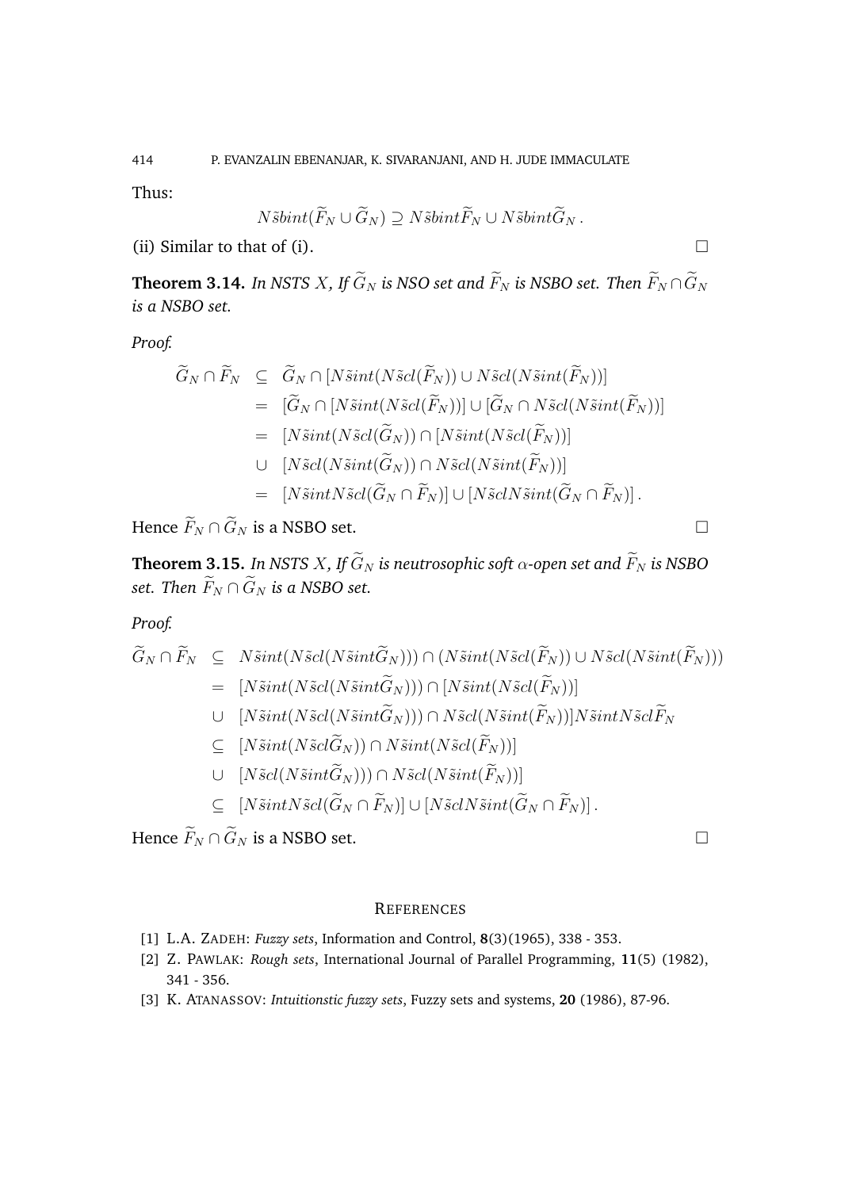Thus:

$$N\tilde{s}bint(\widetilde{F}_N \cup \widetilde{G}_N) \supseteq N\tilde{s}bint\widetilde{F}_N \cup N\tilde{s}bint\widetilde{G}_N\,.$$

(ii) Similar to that of (i). □

**Theorem 3.14.** *In NSTS $X$, If $\widetilde{G}_N$ is NSO set and $\widetilde{F}_N$ is NSBO set. Then $\widetilde{F}_N \cap \widetilde{G}_N$ is a NSBO set.*

*Proof.*

$$\begin{aligned}
\widetilde{G}_N \cap \widetilde{F}_N &\subseteq \widetilde{G}_N \cap [N\tilde{s}int(N\tilde{s}cl(\widetilde{F}_N)) \cup N\tilde{s}cl(N\tilde{s}int(\widetilde{F}_N))] \\
&= [\widetilde{G}_N \cap [N\tilde{s}int(N\tilde{s}cl(\widetilde{F}_N))] \cup [\widetilde{G}_N \cap N\tilde{s}cl(N\tilde{s}int(\widetilde{F}_N))] \\
&= [N\tilde{s}int(N\tilde{s}cl(\widetilde{G}_N)) \cap [N\tilde{s}int(N\tilde{s}cl(\widetilde{F}_N))] \\
&\cup\ [N\tilde{s}cl(N\tilde{s}int(\widetilde{G}_N)) \cap N\tilde{s}cl(N\tilde{s}int(\widetilde{F}_N))] \\
&= [N\tilde{s}intN\tilde{s}cl(\widetilde{G}_N \cap \widetilde{F}_N)] \cup [N\tilde{s}clN\tilde{s}int(\widetilde{G}_N \cap \widetilde{F}_N)]\,.
\end{aligned}$$

Hence $\widetilde{F}_N \cap \widetilde{G}_N$ is a NSBO set. □

**Theorem 3.15.** *In NSTS $X$, If $\widetilde{G}_N$ is neutrosophic soft $\alpha$-open set and $\widetilde{F}_N$ is NSBO set. Then $\widetilde{F}_N \cap \widetilde{G}_N$ is a NSBO set.*

*Proof.*

$$\begin{aligned}
\widetilde{G}_N \cap \widetilde{F}_N &\subseteq N\tilde{s}int(N\tilde{s}cl(N\tilde{s}int\widetilde{G}_N))) \cap (N\tilde{s}int(N\tilde{s}cl(\widetilde{F}_N)) \cup N\tilde{s}cl(N\tilde{s}int(\widetilde{F}_N))) \\
&= [N\tilde{s}int(N\tilde{s}cl(N\tilde{s}int\widetilde{G}_N))) \cap [N\tilde{s}int(N\tilde{s}cl(\widetilde{F}_N))] \\
&\cup\ [N\tilde{s}int(N\tilde{s}cl(N\tilde{s}int\widetilde{G}_N))) \cap N\tilde{s}cl(N\tilde{s}int(\widetilde{F}_N))]N\tilde{s}intN\tilde{s}cl\widetilde{F}_N \\
&\subseteq [N\tilde{s}int(N\tilde{s}cl\widetilde{G}_N)) \cap N\tilde{s}int(N\tilde{s}cl(\widetilde{F}_N))] \\
&\cup\ [N\tilde{s}cl(N\tilde{s}int\widetilde{G}_N))) \cap N\tilde{s}cl(N\tilde{s}int(\widetilde{F}_N))] \\
&\subseteq [N\tilde{s}intN\tilde{s}cl(\widetilde{G}_N \cap \widetilde{F}_N)] \cup [N\tilde{s}clN\tilde{s}int(\widetilde{G}_N \cap \widetilde{F}_N)]\,.
\end{aligned}$$

Hence $\widetilde{F}_N \cap \widetilde{G}_N$ is a NSBO set. □

## References

[1] L.A. Zadeh: *Fuzzy sets*, Information and Control, **8**(3)(1965), 338 - 353.

[2] Z. Pawlak: *Rough sets*, International Journal of Parallel Programming, **11**(5) (1982), 341 - 356.

[3] K. Atanassov: *Intuitionstic fuzzy sets*, Fuzzy sets and systems, **20** (1986), 87-96.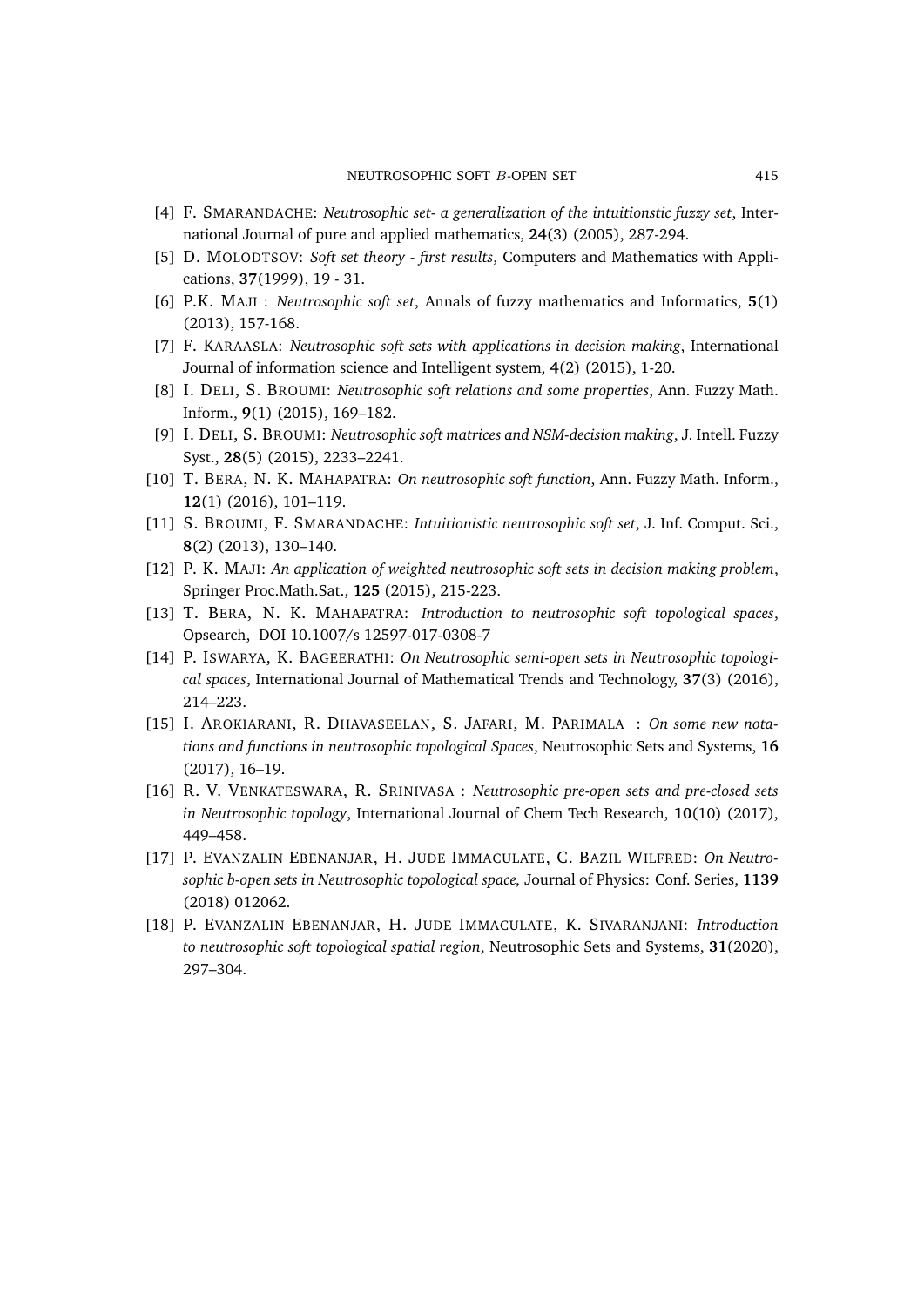- [4] F. SMARANDACHE: *Neutrosophic set- a generalization of the intuitionstic fuzzy set*, International Journal of pure and applied mathematics, **24**(3) (2005), 287-294.
- [5] D. MOLODTSOV: *Soft set theory - first results*, Computers and Mathematics with Applications, **37**(1999), 19 - 31.
- [6] P.K. MAJI : *Neutrosophic soft set*, Annals of fuzzy mathematics and Informatics, **5**(1) (2013), 157-168.
- [7] F. KARAASLA: *Neutrosophic soft sets with applications in decision making*, International Journal of information science and Intelligent system, **4**(2) (2015), 1-20.
- [8] I. DELI, S. BROUMI: *Neutrosophic soft relations and some properties*, Ann. Fuzzy Math. Inform., **9**(1) (2015), 169–182.
- [9] I. DELI, S. BROUMI: *Neutrosophic soft matrices and NSM-decision making*, J. Intell. Fuzzy Syst., **28**(5) (2015), 2233–2241.
- [10] T. BERA, N. K. MAHAPATRA: *On neutrosophic soft function*, Ann. Fuzzy Math. Inform., **12**(1) (2016), 101–119.
- [11] S. BROUMI, F. SMARANDACHE: *Intuitionistic neutrosophic soft set*, J. Inf. Comput. Sci., **8**(2) (2013), 130–140.
- [12] P. K. MAJI: *An application of weighted neutrosophic soft sets in decision making problem*, Springer Proc.Math.Sat., **125** (2015), 215-223.
- [13] T. BERA, N. K. MAHAPATRA: *Introduction to neutrosophic soft topological spaces*, Opsearch, DOI 10.1007/s 12597-017-0308-7
- [14] P. ISWARYA, K. BAGEERATHI: *On Neutrosophic semi-open sets in Neutrosophic topological spaces*, International Journal of Mathematical Trends and Technology, **37**(3) (2016), 214–223.
- [15] I. AROKIARANI, R. DHAVASEELAN, S. JAFARI, M. PARIMALA : *On some new notations and functions in neutrosophic topological Spaces*, Neutrosophic Sets and Systems, **16** (2017), 16–19.
- [16] R. V. VENKATESWARA, R. SRINIVASA : *Neutrosophic pre-open sets and pre-closed sets in Neutrosophic topology*, International Journal of Chem Tech Research, **10**(10) (2017), 449–458.
- [17] P. EVANZALIN EBENANJAR, H. JUDE IMMACULATE, C. BAZIL WILFRED: *On Neutrosophic b-open sets in Neutrosophic topological space,* Journal of Physics: Conf. Series, **1139** (2018) 012062.
- [18] P. EVANZALIN EBENANJAR, H. JUDE IMMACULATE, K. SIVARANJANI: *Introduction to neutrosophic soft topological spatial region*, Neutrosophic Sets and Systems, **31**(2020), 297–304.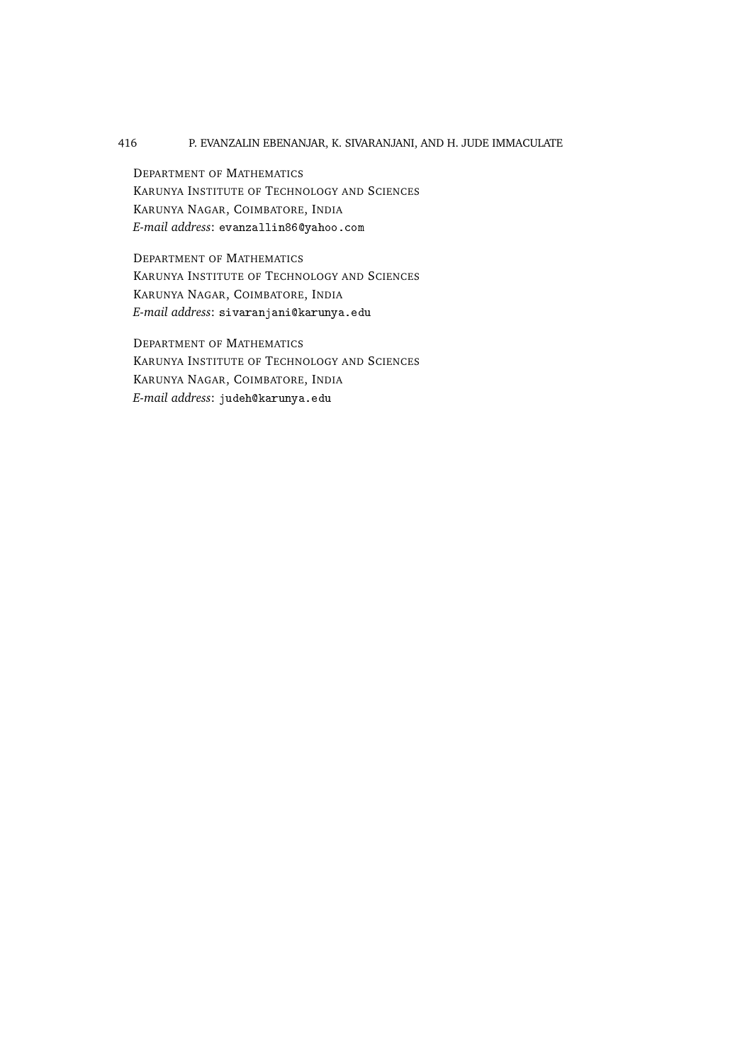Department of Mathematics
Karunya Institute of Technology and Sciences
Karunya Nagar, Coimbatore, India
*E-mail address*: evanzallin86@yahoo.com

Department of Mathematics
Karunya Institute of Technology and Sciences
Karunya Nagar, Coimbatore, India
*E-mail address*: sivaranjani@karunya.edu

Department of Mathematics
Karunya Institute of Technology and Sciences
Karunya Nagar, Coimbatore, India
*E-mail address*: judeh@karunya.edu